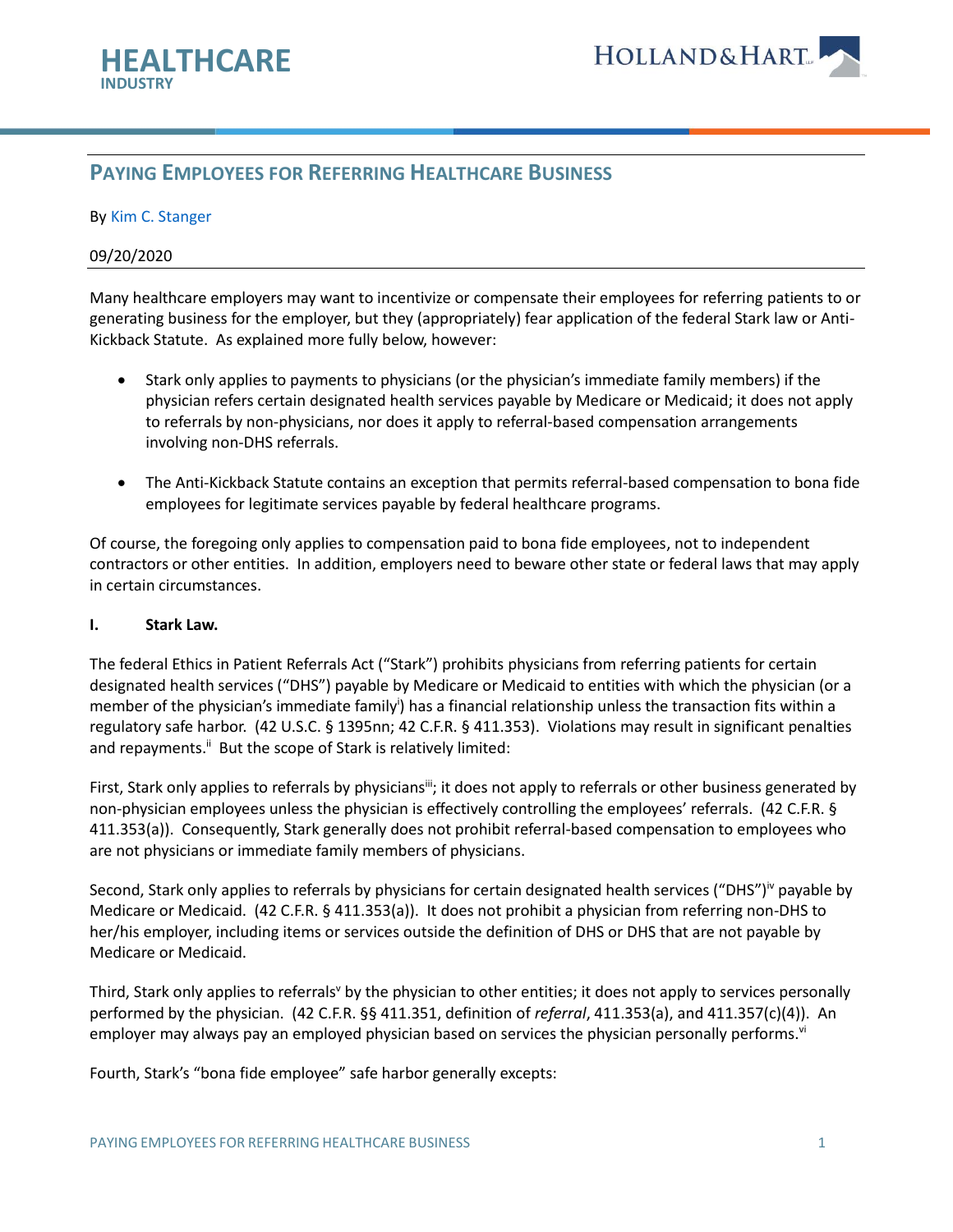HEALTHCARE
INDUSTRY

HOLLAND&HART

# Paying Employees for Referring Healthcare Business

By Kim C. Stanger

09/20/2020

Many healthcare employers may want to incentivize or compensate their employees for referring patients to or generating business for the employer, but they (appropriately) fear application of the federal Stark law or Anti-Kickback Statute. As explained more fully below, however:

- Stark only applies to payments to physicians (or the physician's immediate family members) if the physician refers certain designated health services payable by Medicare or Medicaid; it does not apply to referrals by non-physicians, nor does it apply to referral-based compensation arrangements involving non-DHS referrals.
- The Anti-Kickback Statute contains an exception that permits referral-based compensation to bona fide employees for legitimate services payable by federal healthcare programs.

Of course, the foregoing only applies to compensation paid to bona fide employees, not to independent contractors or other entities. In addition, employers need to beware other state or federal laws that may apply in certain circumstances.

**I. Stark Law.**

The federal Ethics in Patient Referrals Act ("Stark") prohibits physicians from referring patients for certain designated health services ("DHS") payable by Medicare or Medicaid to entities with which the physician (or a member of the physician's immediate family[i]) has a financial relationship unless the transaction fits within a regulatory safe harbor. (42 U.S.C. § 1395nn; 42 C.F.R. § 411.353). Violations may result in significant penalties and repayments.[ii] But the scope of Stark is relatively limited:

First, Stark only applies to referrals by physicians[iii]; it does not apply to referrals or other business generated by non-physician employees unless the physician is effectively controlling the employees' referrals. (42 C.F.R. § 411.353(a)). Consequently, Stark generally does not prohibit referral-based compensation to employees who are not physicians or immediate family members of physicians.

Second, Stark only applies to referrals by physicians for certain designated health services ("DHS")[iv] payable by Medicare or Medicaid. (42 C.F.R. § 411.353(a)). It does not prohibit a physician from referring non-DHS to her/his employer, including items or services outside the definition of DHS or DHS that are not payable by Medicare or Medicaid.

Third, Stark only applies to referrals[v] by the physician to other entities; it does not apply to services personally performed by the physician. (42 C.F.R. §§ 411.351, definition of *referral*, 411.353(a), and 411.357(c)(4)). An employer may always pay an employed physician based on services the physician personally performs.[vi]

Fourth, Stark's "bona fide employee" safe harbor generally excepts: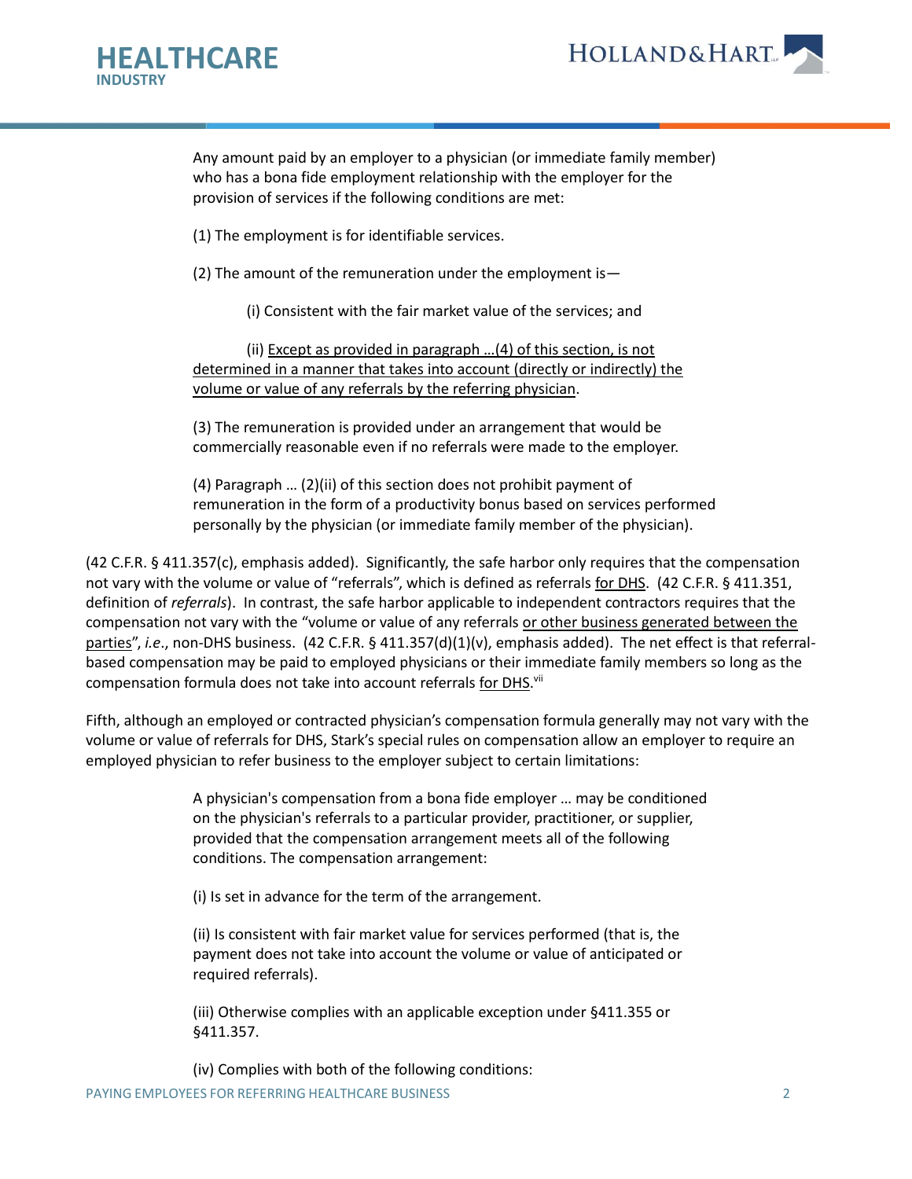> Any amount paid by an employer to a physician (or immediate family member) who has a bona fide employment relationship with the employer for the provision of services if the following conditions are met:
>
> (1) The employment is for identifiable services.
>
> (2) The amount of the remuneration under the employment is—
>
> (i) Consistent with the fair market value of the services; and
>
> (ii) <u>Except as provided in paragraph …(4) of this section, is not determined in a manner that takes into account (directly or indirectly) the volume or value of any referrals by the referring physician</u>.
>
> (3) The remuneration is provided under an arrangement that would be commercially reasonable even if no referrals were made to the employer.
>
> (4) Paragraph … (2)(ii) of this section does not prohibit payment of remuneration in the form of a productivity bonus based on services performed personally by the physician (or immediate family member of the physician).

(42 C.F.R. § 411.357(c), emphasis added). Significantly, the safe harbor only requires that the compensation not vary with the volume or value of "referrals", which is defined as referrals <u>for DHS</u>. (42 C.F.R. § 411.351, definition of *referrals*). In contrast, the safe harbor applicable to independent contractors requires that the compensation not vary with the "volume or value of any referrals <u>or other business generated between the parties</u>", *i.e*., non-DHS business. (42 C.F.R. § 411.357(d)(1)(v), emphasis added). The net effect is that referral-based compensation may be paid to employed physicians or their immediate family members so long as the compensation formula does not take into account referrals <u>for DHS</u>.[vii]

Fifth, although an employed or contracted physician's compensation formula generally may not vary with the volume or value of referrals for DHS, Stark's special rules on compensation allow an employer to require an employed physician to refer business to the employer subject to certain limitations:

> A physician's compensation from a bona fide employer … may be conditioned on the physician's referrals to a particular provider, practitioner, or supplier, provided that the compensation arrangement meets all of the following conditions. The compensation arrangement:
>
> (i) Is set in advance for the term of the arrangement.
>
> (ii) Is consistent with fair market value for services performed (that is, the payment does not take into account the volume or value of anticipated or required referrals).
>
> (iii) Otherwise complies with an applicable exception under §411.355 or §411.357.
>
> (iv) Complies with both of the following conditions: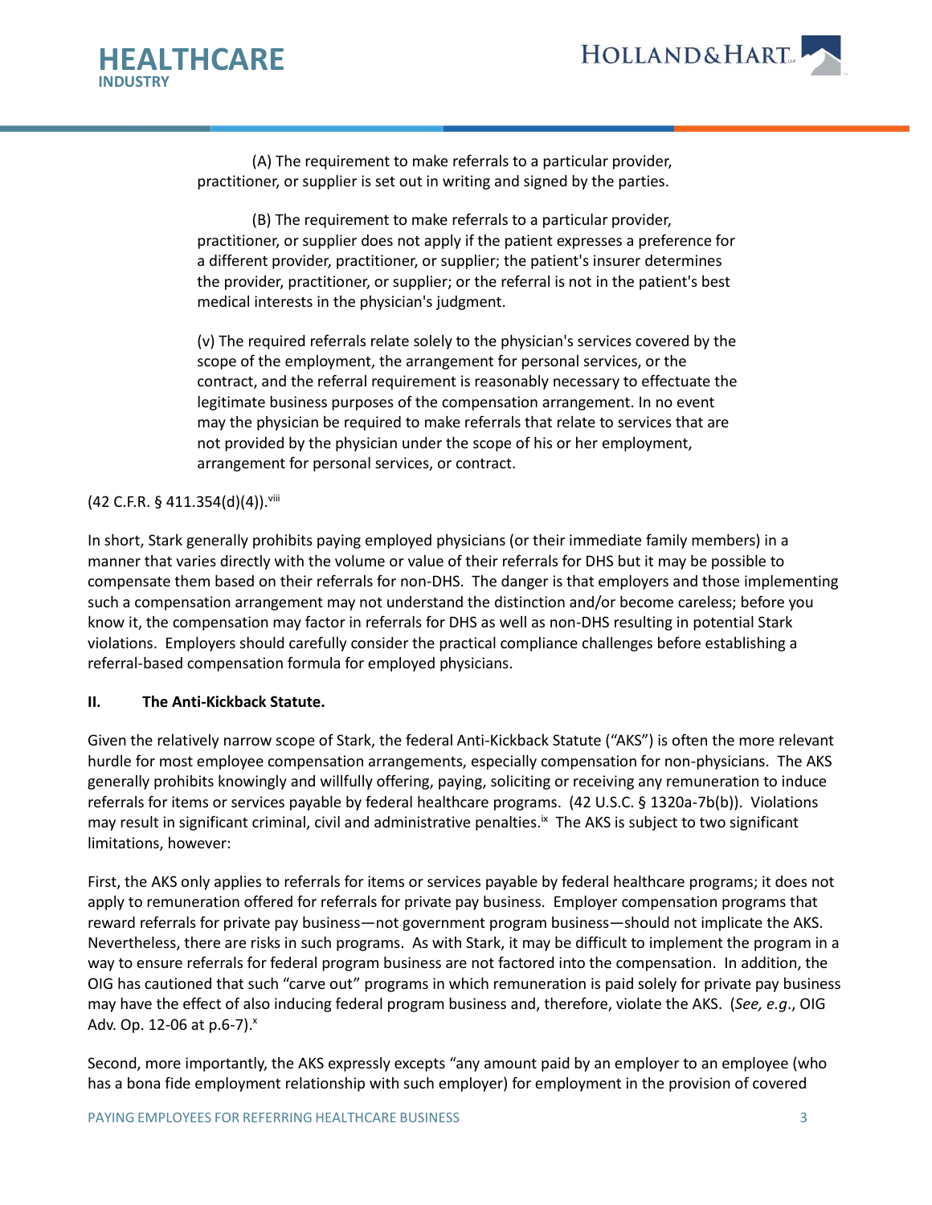(A) The requirement to make referrals to a particular provider, practitioner, or supplier is set out in writing and signed by the parties.

(B) The requirement to make referrals to a particular provider, practitioner, or supplier does not apply if the patient expresses a preference for a different provider, practitioner, or supplier; the patient's insurer determines the provider, practitioner, or supplier; or the referral is not in the patient's best medical interests in the physician's judgment.

(v) The required referrals relate solely to the physician's services covered by the scope of the employment, the arrangement for personal services, or the contract, and the referral requirement is reasonably necessary to effectuate the legitimate business purposes of the compensation arrangement. In no event may the physician be required to make referrals that relate to services that are not provided by the physician under the scope of his or her employment, arrangement for personal services, or contract.

(42 C.F.R. § 411.354(d)(4)).[viii]

In short, Stark generally prohibits paying employed physicians (or their immediate family members) in a manner that varies directly with the volume or value of their referrals for DHS but it may be possible to compensate them based on their referrals for non-DHS. The danger is that employers and those implementing such a compensation arrangement may not understand the distinction and/or become careless; before you know it, the compensation may factor in referrals for DHS as well as non-DHS resulting in potential Stark violations. Employers should carefully consider the practical compliance challenges before establishing a referral-based compensation formula for employed physicians.

**II. The Anti-Kickback Statute.**

Given the relatively narrow scope of Stark, the federal Anti-Kickback Statute ("AKS") is often the more relevant hurdle for most employee compensation arrangements, especially compensation for non-physicians. The AKS generally prohibits knowingly and willfully offering, paying, soliciting or receiving any remuneration to induce referrals for items or services payable by federal healthcare programs. (42 U.S.C. § 1320a-7b(b)). Violations may result in significant criminal, civil and administrative penalties.[ix] The AKS is subject to two significant limitations, however:

First, the AKS only applies to referrals for items or services payable by federal healthcare programs; it does not apply to remuneration offered for referrals for private pay business. Employer compensation programs that reward referrals for private pay business—not government program business—should not implicate the AKS. Nevertheless, there are risks in such programs. As with Stark, it may be difficult to implement the program in a way to ensure referrals for federal program business are not factored into the compensation. In addition, the OIG has cautioned that such "carve out" programs in which remuneration is paid solely for private pay business may have the effect of also inducing federal program business and, therefore, violate the AKS. (*See, e.g.*, OIG Adv. Op. 12-06 at p.6-7).[x]

Second, more importantly, the AKS expressly excepts "any amount paid by an employer to an employee (who has a bona fide employment relationship with such employer) for employment in the provision of covered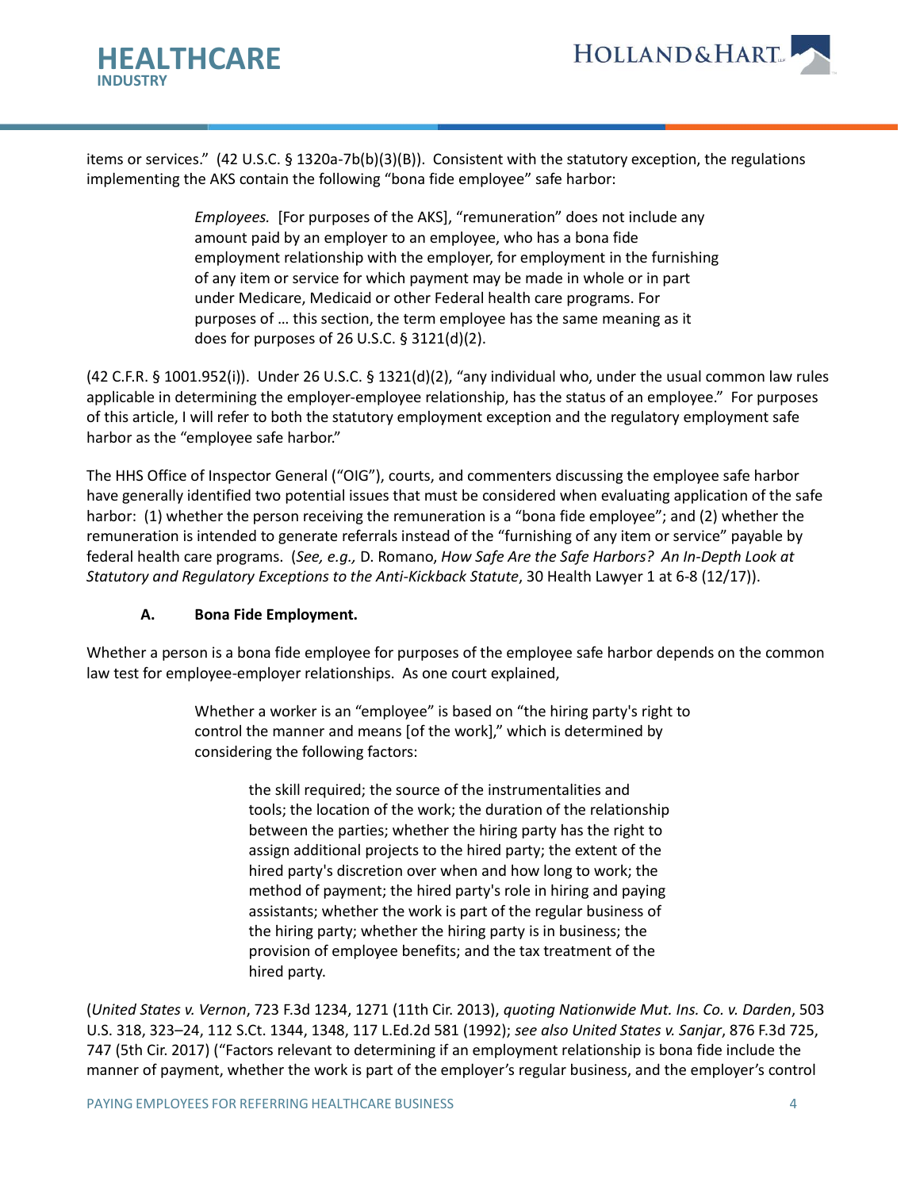items or services." (42 U.S.C. § 1320a-7b(b)(3)(B)). Consistent with the statutory exception, the regulations implementing the AKS contain the following "bona fide employee" safe harbor:

> *Employees.* [For purposes of the AKS], "remuneration" does not include any amount paid by an employer to an employee, who has a bona fide employment relationship with the employer, for employment in the furnishing of any item or service for which payment may be made in whole or in part under Medicare, Medicaid or other Federal health care programs. For purposes of … this section, the term employee has the same meaning as it does for purposes of 26 U.S.C. § 3121(d)(2).

(42 C.F.R. § 1001.952(i)). Under 26 U.S.C. § 1321(d)(2), "any individual who, under the usual common law rules applicable in determining the employer-employee relationship, has the status of an employee." For purposes of this article, I will refer to both the statutory employment exception and the regulatory employment safe harbor as the "employee safe harbor."

The HHS Office of Inspector General ("OIG"), courts, and commenters discussing the employee safe harbor have generally identified two potential issues that must be considered when evaluating application of the safe harbor: (1) whether the person receiving the remuneration is a "bona fide employee"; and (2) whether the remuneration is intended to generate referrals instead of the "furnishing of any item or service" payable by federal health care programs. (*See, e.g.,* D. Romano, *How Safe Are the Safe Harbors? An In-Depth Look at Statutory and Regulatory Exceptions to the Anti-Kickback Statute*, 30 Health Lawyer 1 at 6-8 (12/17)).

### A. Bona Fide Employment.

Whether a person is a bona fide employee for purposes of the employee safe harbor depends on the common law test for employee-employer relationships. As one court explained,

> Whether a worker is an "employee" is based on "the hiring party's right to control the manner and means [of the work]," which is determined by considering the following factors:
>
> > the skill required; the source of the instrumentalities and tools; the location of the work; the duration of the relationship between the parties; whether the hiring party has the right to assign additional projects to the hired party; the extent of the hired party's discretion over when and how long to work; the method of payment; the hired party's role in hiring and paying assistants; whether the work is part of the regular business of the hiring party; whether the hiring party is in business; the provision of employee benefits; and the tax treatment of the hired party.

(*United States v. Vernon*, 723 F.3d 1234, 1271 (11th Cir. 2013), *quoting Nationwide Mut. Ins. Co. v. Darden*, 503 U.S. 318, 323–24, 112 S.Ct. 1344, 1348, 117 L.Ed.2d 581 (1992); *see also United States v. Sanjar*, 876 F.3d 725, 747 (5th Cir. 2017) ("Factors relevant to determining if an employment relationship is bona fide include the manner of payment, whether the work is part of the employer's regular business, and the employer's control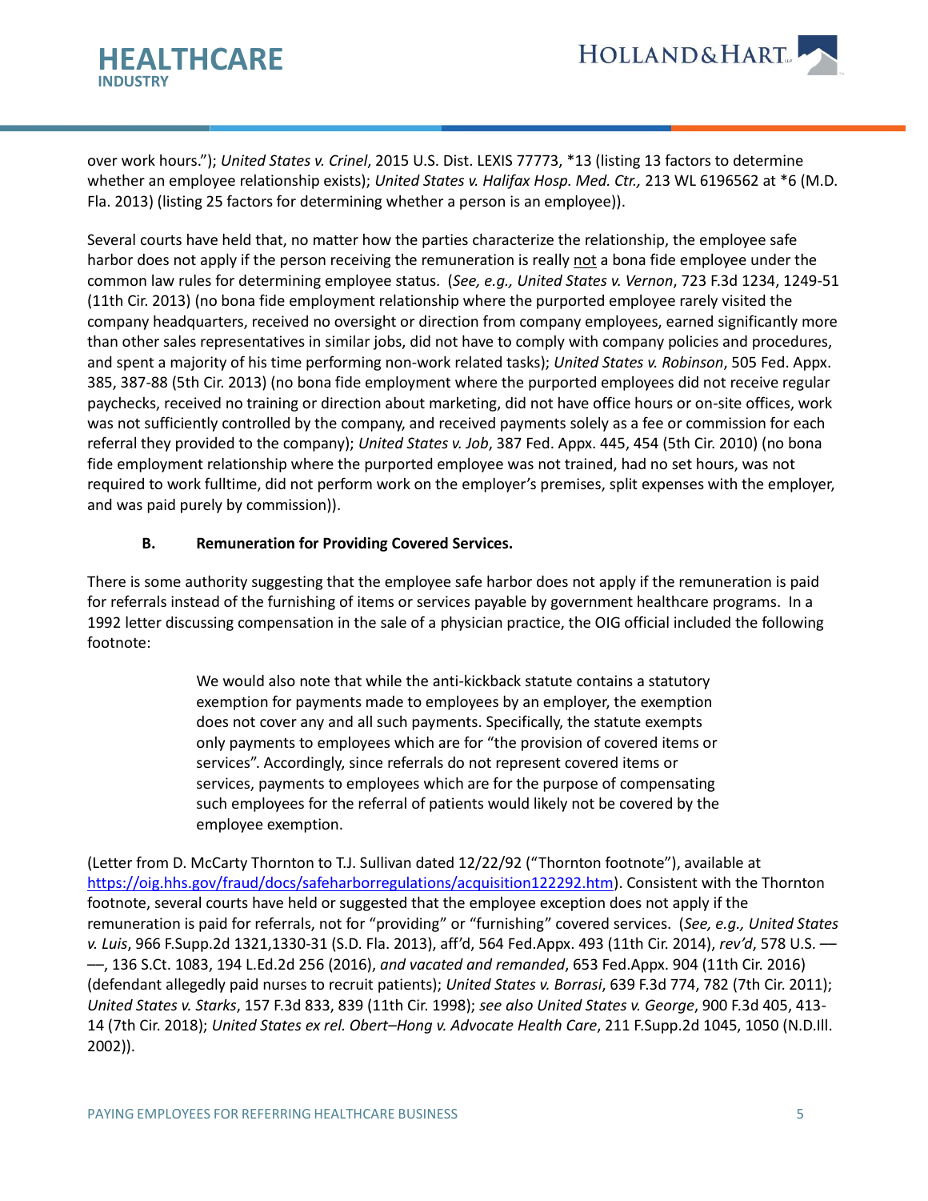over work hours."); *United States v. Crinel*, 2015 U.S. Dist. LEXIS 77773, *13 (listing 13 factors to determine whether an employee relationship exists); *United States v. Halifax Hosp. Med. Ctr.,* 213 WL 6196562 at *6 (M.D. Fla. 2013) (listing 25 factors for determining whether a person is an employee)).

Several courts have held that, no matter how the parties characterize the relationship, the employee safe harbor does not apply if the person receiving the remuneration is really <u>not</u> a bona fide employee under the common law rules for determining employee status. (*See, e.g., United States v. Vernon*, 723 F.3d 1234, 1249-51 (11th Cir. 2013) (no bona fide employment relationship where the purported employee rarely visited the company headquarters, received no oversight or direction from company employees, earned significantly more than other sales representatives in similar jobs, did not have to comply with company policies and procedures, and spent a majority of his time performing non-work related tasks); *United States v. Robinson*, 505 Fed. Appx. 385, 387-88 (5th Cir. 2013) (no bona fide employment where the purported employees did not receive regular paychecks, received no training or direction about marketing, did not have office hours or on-site offices, work was not sufficiently controlled by the company, and received payments solely as a fee or commission for each referral they provided to the company); *United States v. Job*, 387 Fed. Appx. 445, 454 (5th Cir. 2010) (no bona fide employment relationship where the purported employee was not trained, had no set hours, was not required to work fulltime, did not perform work on the employer's premises, split expenses with the employer, and was paid purely by commission)).

### B. Remuneration for Providing Covered Services.

There is some authority suggesting that the employee safe harbor does not apply if the remuneration is paid for referrals instead of the furnishing of items or services payable by government healthcare programs. In a 1992 letter discussing compensation in the sale of a physician practice, the OIG official included the following footnote:

> We would also note that while the anti-kickback statute contains a statutory exemption for payments made to employees by an employer, the exemption does not cover any and all such payments. Specifically, the statute exempts only payments to employees which are for "the provision of covered items or services". Accordingly, since referrals do not represent covered items or services, payments to employees which are for the purpose of compensating such employees for the referral of patients would likely not be covered by the employee exemption.

(Letter from D. McCarty Thornton to T.J. Sullivan dated 12/22/92 ("Thornton footnote"), available at https://oig.hhs.gov/fraud/docs/safeharborregulations/acquisition122292.htm). Consistent with the Thornton footnote, several courts have held or suggested that the employee exception does not apply if the remuneration is paid for referrals, not for "providing" or "furnishing" covered services. (*See, e.g., United States v. Luis*, 966 F.Supp.2d 1321,1330-31 (S.D. Fla. 2013), aff'd, 564 Fed.Appx. 493 (11th Cir. 2014), *rev'd*, 578 U.S. ——, 136 S.Ct. 1083, 194 L.Ed.2d 256 (2016), *and vacated and remanded*, 653 Fed.Appx. 904 (11th Cir. 2016) (defendant allegedly paid nurses to recruit patients); *United States v. Borrasi*, 639 F.3d 774, 782 (7th Cir. 2011); *United States v. Starks*, 157 F.3d 833, 839 (11th Cir. 1998); *see also United States v. George*, 900 F.3d 405, 413-14 (7th Cir. 2018); *United States ex rel. Obert–Hong v. Advocate Health Care*, 211 F.Supp.2d 1045, 1050 (N.D.Ill. 2002)).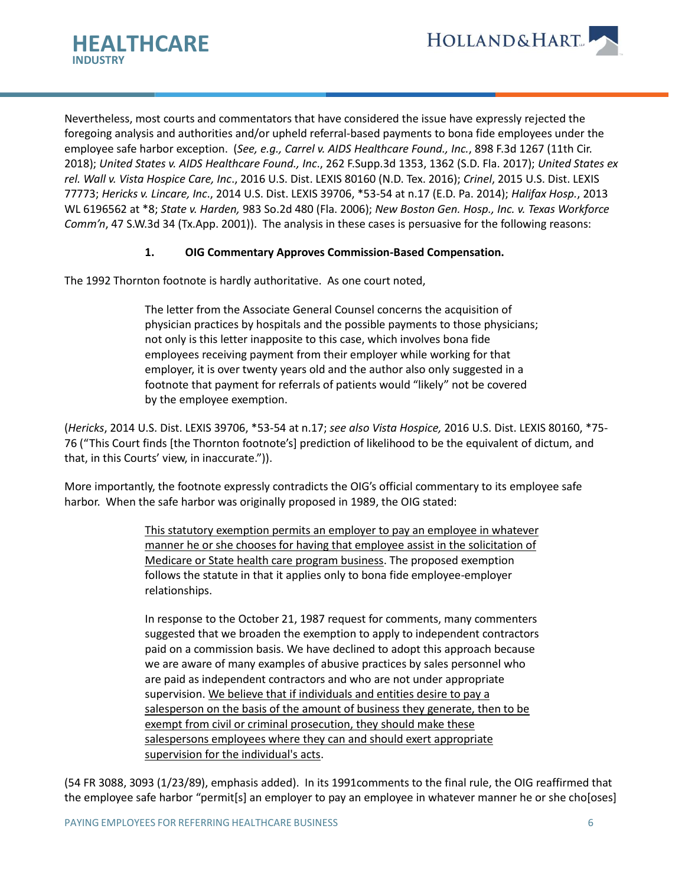Nevertheless, most courts and commentators that have considered the issue have expressly rejected the foregoing analysis and authorities and/or upheld referral-based payments to bona fide employees under the employee safe harbor exception. (*See, e.g., Carrel v. AIDS Healthcare Found., Inc.*, 898 F.3d 1267 (11th Cir. 2018); *United States v. AIDS Healthcare Found., Inc*., 262 F.Supp.3d 1353, 1362 (S.D. Fla. 2017); *United States ex rel. Wall v. Vista Hospice Care, Inc*., 2016 U.S. Dist. LEXIS 80160 (N.D. Tex. 2016); *Crinel*, 2015 U.S. Dist. LEXIS 77773; *Hericks v. Lincare, Inc*., 2014 U.S. Dist. LEXIS 39706, *53-54 at n.17 (E.D. Pa. 2014); *Halifax Hosp.*, 2013 WL 6196562 at *8; *State v. Harden,* 983 So.2d 480 (Fla. 2006); *New Boston Gen. Hosp., Inc. v. Texas Workforce Comm'n*, 47 S.W.3d 34 (Tx.App. 2001)). The analysis in these cases is persuasive for the following reasons:

**1. OIG Commentary Approves Commission-Based Compensation.**

The 1992 Thornton footnote is hardly authoritative. As one court noted,

> The letter from the Associate General Counsel concerns the acquisition of physician practices by hospitals and the possible payments to those physicians; not only is this letter inapposite to this case, which involves bona fide employees receiving payment from their employer while working for that employer, it is over twenty years old and the author also only suggested in a footnote that payment for referrals of patients would "likely" not be covered by the employee exemption.

(*Hericks*, 2014 U.S. Dist. LEXIS 39706, *53-54 at n.17; *see also Vista Hospice,* 2016 U.S. Dist. LEXIS 80160, *75-76 ("This Court finds [the Thornton footnote's] prediction of likelihood to be the equivalent of dictum, and that, in this Courts' view, in inaccurate.")).

More importantly, the footnote expressly contradicts the OIG's official commentary to its employee safe harbor. When the safe harbor was originally proposed in 1989, the OIG stated:

> <u>This statutory exemption permits an employer to pay an employee in whatever manner he or she chooses for having that employee assist in the solicitation of Medicare or State health care program business</u>. The proposed exemption follows the statute in that it applies only to bona fide employee-employer relationships.
>
> In response to the October 21, 1987 request for comments, many commenters suggested that we broaden the exemption to apply to independent contractors paid on a commission basis. We have declined to adopt this approach because we are aware of many examples of abusive practices by sales personnel who are paid as independent contractors and who are not under appropriate supervision. <u>We believe that if individuals and entities desire to pay a salesperson on the basis of the amount of business they generate, then to be exempt from civil or criminal prosecution, they should make these salespersons employees where they can and should exert appropriate supervision for the individual's acts</u>.

(54 FR 3088, 3093 (1/23/89), emphasis added). In its 1991comments to the final rule, the OIG reaffirmed that the employee safe harbor "permit[s] an employer to pay an employee in whatever manner he or she cho[oses]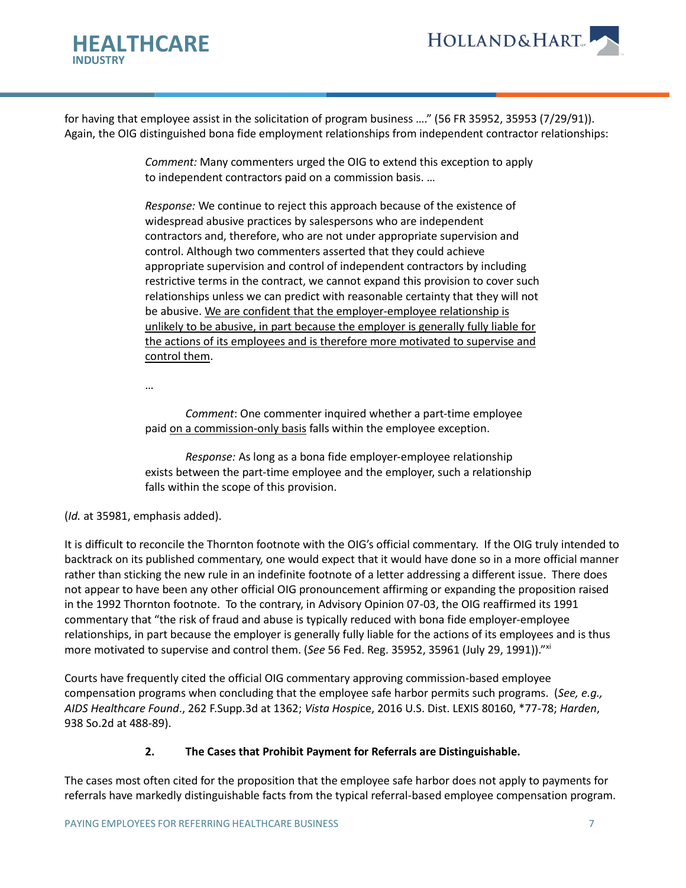for having that employee assist in the solicitation of program business …." (56 FR 35952, 35953 (7/29/91)). Again, the OIG distinguished bona fide employment relationships from independent contractor relationships:

> *Comment:* Many commenters urged the OIG to extend this exception to apply to independent contractors paid on a commission basis. …
>
> *Response:* We continue to reject this approach because of the existence of widespread abusive practices by salespersons who are independent contractors and, therefore, who are not under appropriate supervision and control. Although two commenters asserted that they could achieve appropriate supervision and control of independent contractors by including restrictive terms in the contract, we cannot expand this provision to cover such relationships unless we can predict with reasonable certainty that they will not be abusive. <u>We are confident that the employer-employee relationship is unlikely to be abusive, in part because the employer is generally fully liable for the actions of its employees and is therefore more motivated to supervise and control them</u>.
>
> …
>
> *Comment*: One commenter inquired whether a part-time employee paid <u>on a commission-only basis</u> falls within the employee exception.
>
> *Response:* As long as a bona fide employer-employee relationship exists between the part-time employee and the employer, such a relationship falls within the scope of this provision.

(*Id.* at 35981, emphasis added).

It is difficult to reconcile the Thornton footnote with the OIG's official commentary. If the OIG truly intended to backtrack on its published commentary, one would expect that it would have done so in a more official manner rather than sticking the new rule in an indefinite footnote of a letter addressing a different issue. There does not appear to have been any other official OIG pronouncement affirming or expanding the proposition raised in the 1992 Thornton footnote. To the contrary, in Advisory Opinion 07-03, the OIG reaffirmed its 1991 commentary that "the risk of fraud and abuse is typically reduced with bona fide employer-employee relationships, in part because the employer is generally fully liable for the actions of its employees and is thus more motivated to supervise and control them. (*See* 56 Fed. Reg. 35952, 35961 (July 29, 1991))."[xi]

Courts have frequently cited the official OIG commentary approving commission-based employee compensation programs when concluding that the employee safe harbor permits such programs. (*See, e.g., AIDS Healthcare Found*., 262 F.Supp.3d at 1362; *Vista Hospi*ce, 2016 U.S. Dist. LEXIS 80160, *77-78; *Harden*, 938 So.2d at 488-89).

### 2. The Cases that Prohibit Payment for Referrals are Distinguishable.

The cases most often cited for the proposition that the employee safe harbor does not apply to payments for referrals have markedly distinguishable facts from the typical referral-based employee compensation program.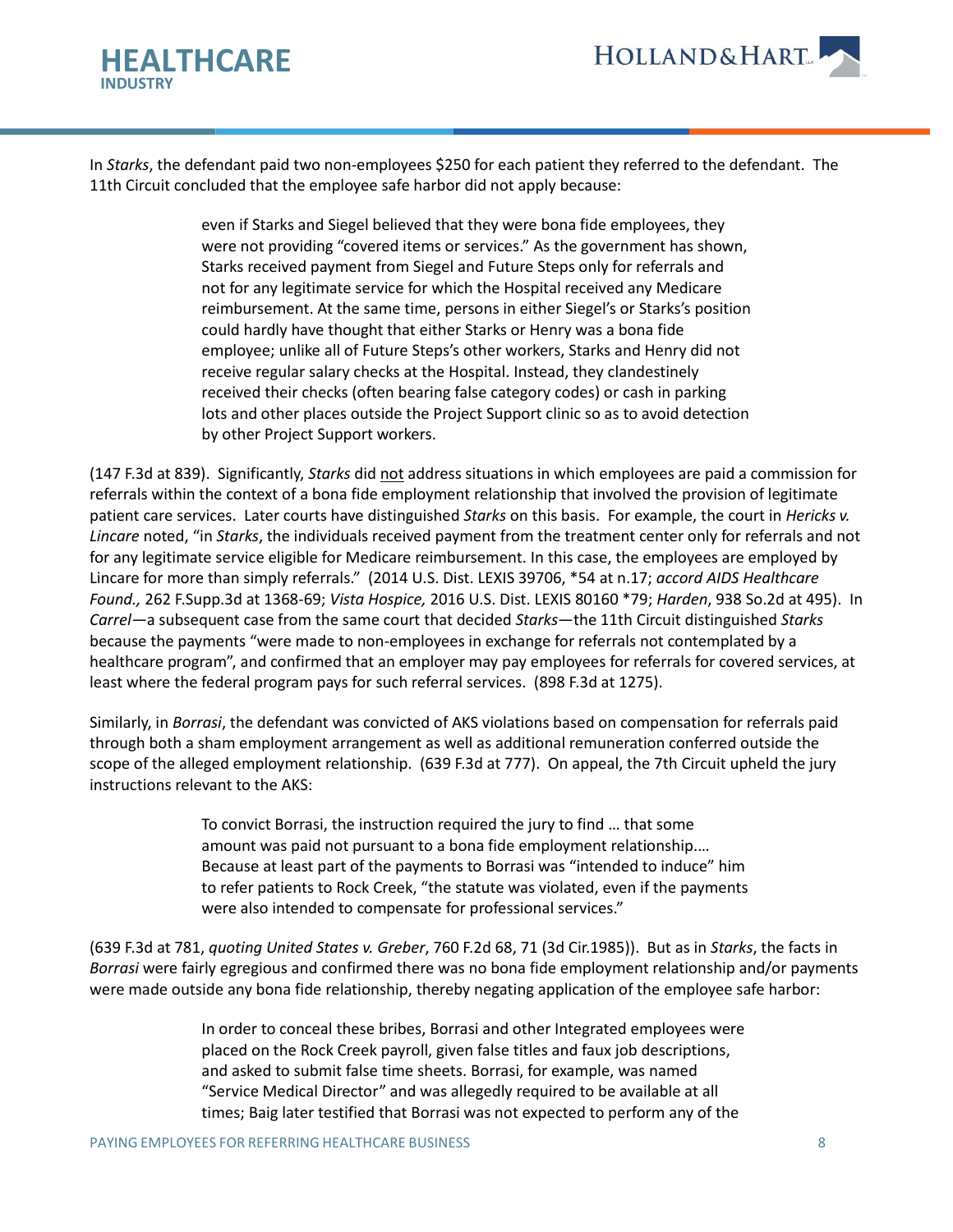In *Starks*, the defendant paid two non-employees $250 for each patient they referred to the defendant. The 11th Circuit concluded that the employee safe harbor did not apply because:

> even if Starks and Siegel believed that they were bona fide employees, they were not providing "covered items or services." As the government has shown, Starks received payment from Siegel and Future Steps only for referrals and not for any legitimate service for which the Hospital received any Medicare reimbursement. At the same time, persons in either Siegel's or Starks's position could hardly have thought that either Starks or Henry was a bona fide employee; unlike all of Future Steps's other workers, Starks and Henry did not receive regular salary checks at the Hospital. Instead, they clandestinely received their checks (often bearing false category codes) or cash in parking lots and other places outside the Project Support clinic so as to avoid detection by other Project Support workers.

(147 F.3d at 839). Significantly, *Starks* did <u>not</u> address situations in which employees are paid a commission for referrals within the context of a bona fide employment relationship that involved the provision of legitimate patient care services. Later courts have distinguished *Starks* on this basis. For example, the court in *Hericks v. Lincare* noted, "in *Starks*, the individuals received payment from the treatment center only for referrals and not for any legitimate service eligible for Medicare reimbursement. In this case, the employees are employed by Lincare for more than simply referrals." (2014 U.S. Dist. LEXIS 39706, *54 at n.17; *accord AIDS Healthcare Found.,* 262 F.Supp.3d at 1368-69; *Vista Hospice,* 2016 U.S. Dist. LEXIS 80160 *79; *Harden*, 938 So.2d at 495). In *Carrel*—a subsequent case from the same court that decided *Starks*—the 11th Circuit distinguished *Starks* because the payments "were made to non-employees in exchange for referrals not contemplated by a healthcare program", and confirmed that an employer may pay employees for referrals for covered services, at least where the federal program pays for such referral services. (898 F.3d at 1275).

Similarly, in *Borrasi*, the defendant was convicted of AKS violations based on compensation for referrals paid through both a sham employment arrangement as well as additional remuneration conferred outside the scope of the alleged employment relationship. (639 F.3d at 777). On appeal, the 7th Circuit upheld the jury instructions relevant to the AKS:

> To convict Borrasi, the instruction required the jury to find … that some amount was paid not pursuant to a bona fide employment relationship…. Because at least part of the payments to Borrasi was "intended to induce" him to refer patients to Rock Creek, "the statute was violated, even if the payments were also intended to compensate for professional services."

(639 F.3d at 781, *quoting United States v. Greber*, 760 F.2d 68, 71 (3d Cir.1985)). But as in *Starks*, the facts in *Borrasi* were fairly egregious and confirmed there was no bona fide employment relationship and/or payments were made outside any bona fide relationship, thereby negating application of the employee safe harbor:

> In order to conceal these bribes, Borrasi and other Integrated employees were placed on the Rock Creek payroll, given false titles and faux job descriptions, and asked to submit false time sheets. Borrasi, for example, was named "Service Medical Director" and was allegedly required to be available at all times; Baig later testified that Borrasi was not expected to perform any of the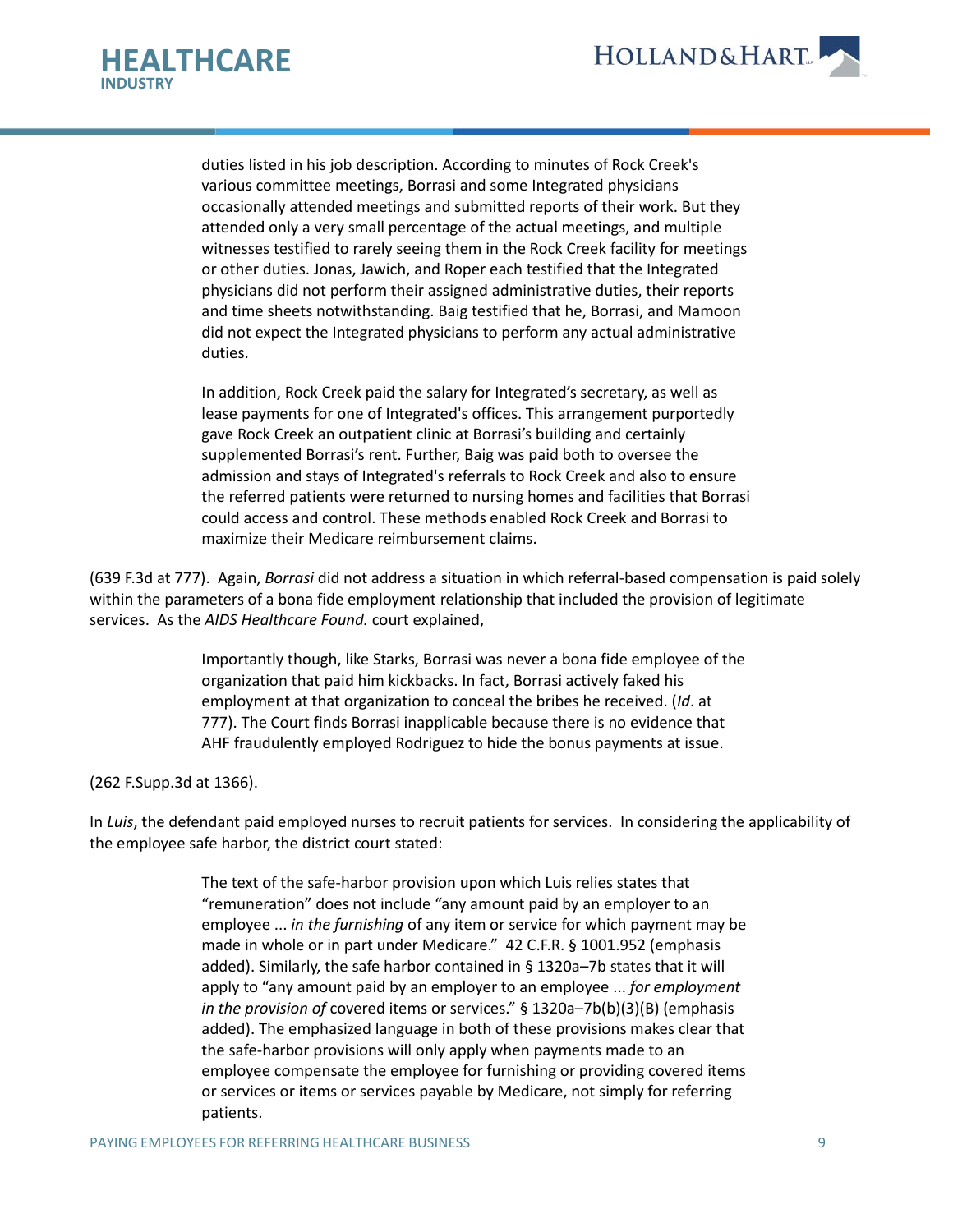> duties listed in his job description. According to minutes of Rock Creek's various committee meetings, Borrasi and some Integrated physicians occasionally attended meetings and submitted reports of their work. But they attended only a very small percentage of the actual meetings, and multiple witnesses testified to rarely seeing them in the Rock Creek facility for meetings or other duties. Jonas, Jawich, and Roper each testified that the Integrated physicians did not perform their assigned administrative duties, their reports and time sheets notwithstanding. Baig testified that he, Borrasi, and Mamoon did not expect the Integrated physicians to perform any actual administrative duties.
>
> In addition, Rock Creek paid the salary for Integrated's secretary, as well as lease payments for one of Integrated's offices. This arrangement purportedly gave Rock Creek an outpatient clinic at Borrasi's building and certainly supplemented Borrasi's rent. Further, Baig was paid both to oversee the admission and stays of Integrated's referrals to Rock Creek and also to ensure the referred patients were returned to nursing homes and facilities that Borrasi could access and control. These methods enabled Rock Creek and Borrasi to maximize their Medicare reimbursement claims.

(639 F.3d at 777). Again, *Borrasi* did not address a situation in which referral-based compensation is paid solely within the parameters of a bona fide employment relationship that included the provision of legitimate services. As the *AIDS Healthcare Found.* court explained,

> Importantly though, like Starks, Borrasi was never a bona fide employee of the organization that paid him kickbacks. In fact, Borrasi actively faked his employment at that organization to conceal the bribes he received. (*Id*. at 777). The Court finds Borrasi inapplicable because there is no evidence that AHF fraudulently employed Rodriguez to hide the bonus payments at issue.

(262 F.Supp.3d at 1366).

In *Luis*, the defendant paid employed nurses to recruit patients for services. In considering the applicability of the employee safe harbor, the district court stated:

> The text of the safe-harbor provision upon which Luis relies states that "remuneration" does not include "any amount paid by an employer to an employee ... *in the furnishing* of any item or service for which payment may be made in whole or in part under Medicare." 42 C.F.R. § 1001.952 (emphasis added). Similarly, the safe harbor contained in § 1320a–7b states that it will apply to "any amount paid by an employer to an employee ... *for employment in the provision of* covered items or services." § 1320a–7b(b)(3)(B) (emphasis added). The emphasized language in both of these provisions makes clear that the safe-harbor provisions will only apply when payments made to an employee compensate the employee for furnishing or providing covered items or services or items or services payable by Medicare, not simply for referring patients.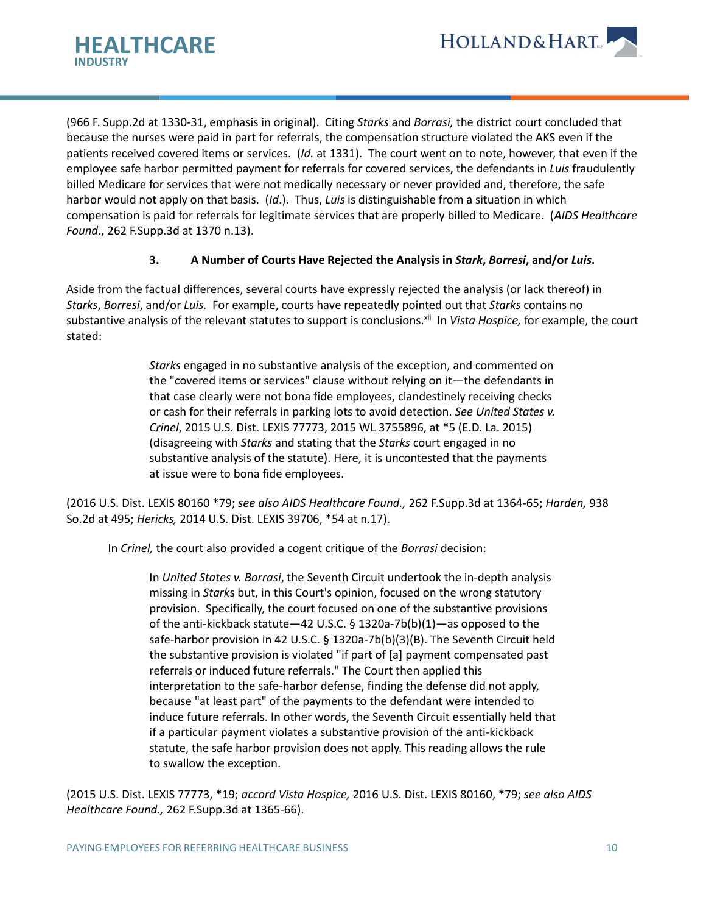(966 F. Supp.2d at 1330-31, emphasis in original). Citing *Starks* and *Borrasi,* the district court concluded that because the nurses were paid in part for referrals, the compensation structure violated the AKS even if the patients received covered items or services. (*Id.* at 1331). The court went on to note, however, that even if the employee safe harbor permitted payment for referrals for covered services, the defendants in *Luis* fraudulently billed Medicare for services that were not medically necessary or never provided and, therefore, the safe harbor would not apply on that basis. (*Id*.). Thus, *Luis* is distinguishable from a situation in which compensation is paid for referrals for legitimate services that are properly billed to Medicare. (*AIDS Healthcare Found*., 262 F.Supp.3d at 1370 n.13).

### 3. A Number of Courts Have Rejected the Analysis in *Stark*, *Borresi*, and/or *Luis*.

Aside from the factual differences, several courts have expressly rejected the analysis (or lack thereof) in *Starks*, *Borresi*, and/or *Luis.* For example, courts have repeatedly pointed out that *Starks* contains no substantive analysis of the relevant statutes to support is conclusions.[xii] In *Vista Hospice,* for example, the court stated:

> *Starks* engaged in no substantive analysis of the exception, and commented on the "covered items or services" clause without relying on it—the defendants in that case clearly were not bona fide employees, clandestinely receiving checks or cash for their referrals in parking lots to avoid detection. *See United States v. Crinel*, 2015 U.S. Dist. LEXIS 77773, 2015 WL 3755896, at *5 (E.D. La. 2015) (disagreeing with *Starks* and stating that the *Starks* court engaged in no substantive analysis of the statute). Here, it is uncontested that the payments at issue were to bona fide employees.

(2016 U.S. Dist. LEXIS 80160 *79; *see also AIDS Healthcare Found.,* 262 F.Supp.3d at 1364-65; *Harden,* 938 So.2d at 495; *Hericks,* 2014 U.S. Dist. LEXIS 39706, *54 at n.17).

In *Crinel,* the court also provided a cogent critique of the *Borrasi* decision:

> In *United States v. Borrasi*, the Seventh Circuit undertook the in-depth analysis missing in *Starks* but, in this Court's opinion, focused on the wrong statutory provision. Specifically, the court focused on one of the substantive provisions of the anti-kickback statute—42 U.S.C. § 1320a-7b(b)(1)—as opposed to the safe-harbor provision in 42 U.S.C. § 1320a-7b(b)(3)(B). The Seventh Circuit held the substantive provision is violated "if part of [a] payment compensated past referrals or induced future referrals." The Court then applied this interpretation to the safe-harbor defense, finding the defense did not apply, because "at least part" of the payments to the defendant were intended to induce future referrals. In other words, the Seventh Circuit essentially held that if a particular payment violates a substantive provision of the anti-kickback statute, the safe harbor provision does not apply. This reading allows the rule to swallow the exception.

(2015 U.S. Dist. LEXIS 77773, *19; *accord Vista Hospice,* 2016 U.S. Dist. LEXIS 80160, *79; *see also AIDS Healthcare Found.,* 262 F.Supp.3d at 1365-66).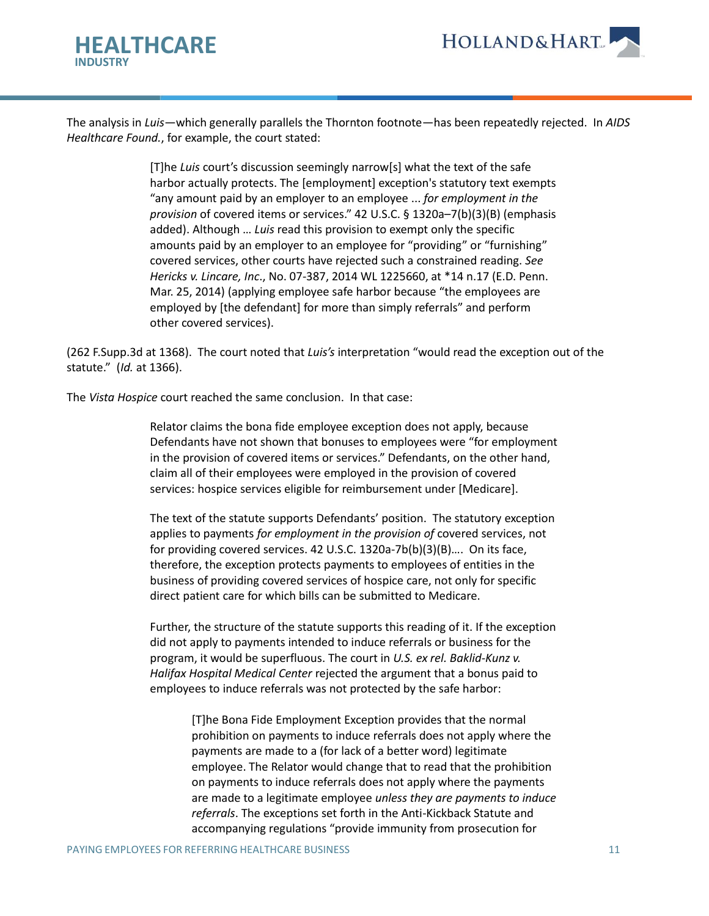The analysis in *Luis*—which generally parallels the Thornton footnote—has been repeatedly rejected. In *AIDS Healthcare Found.*, for example, the court stated:

> [T]he *Luis* court's discussion seemingly narrow[s] what the text of the safe harbor actually protects. The [employment] exception's statutory text exempts "any amount paid by an employer to an employee ... *for employment in the provision* of covered items or services." 42 U.S.C. § 1320a–7(b)(3)(B) (emphasis added). Although … *Luis* read this provision to exempt only the specific amounts paid by an employer to an employee for "providing" or "furnishing" covered services, other courts have rejected such a constrained reading. *See Hericks v. Lincare, Inc*., No. 07-387, 2014 WL 1225660, at *14 n.17 (E.D. Penn. Mar. 25, 2014) (applying employee safe harbor because "the employees are employed by [the defendant] for more than simply referrals" and perform other covered services).

(262 F.Supp.3d at 1368). The court noted that *Luis's* interpretation "would read the exception out of the statute." (*Id.* at 1366).

The *Vista Hospice* court reached the same conclusion. In that case:

> Relator claims the bona fide employee exception does not apply, because Defendants have not shown that bonuses to employees were "for employment in the provision of covered items or services." Defendants, on the other hand, claim all of their employees were employed in the provision of covered services: hospice services eligible for reimbursement under [Medicare].
>
> The text of the statute supports Defendants' position. The statutory exception applies to payments *for employment in the provision of* covered services, not for providing covered services. 42 U.S.C. 1320a-7b(b)(3)(B)…. On its face, therefore, the exception protects payments to employees of entities in the business of providing covered services of hospice care, not only for specific direct patient care for which bills can be submitted to Medicare.
>
> Further, the structure of the statute supports this reading of it. If the exception did not apply to payments intended to induce referrals or business for the program, it would be superfluous. The court in *U.S. ex rel. Baklid-Kunz v. Halifax Hospital Medical Center* rejected the argument that a bonus paid to employees to induce referrals was not protected by the safe harbor:
>
> > [T]he Bona Fide Employment Exception provides that the normal prohibition on payments to induce referrals does not apply where the payments are made to a (for lack of a better word) legitimate employee. The Relator would change that to read that the prohibition on payments to induce referrals does not apply where the payments are made to a legitimate employee *unless they are payments to induce referrals*. The exceptions set forth in the Anti-Kickback Statute and accompanying regulations "provide immunity from prosecution for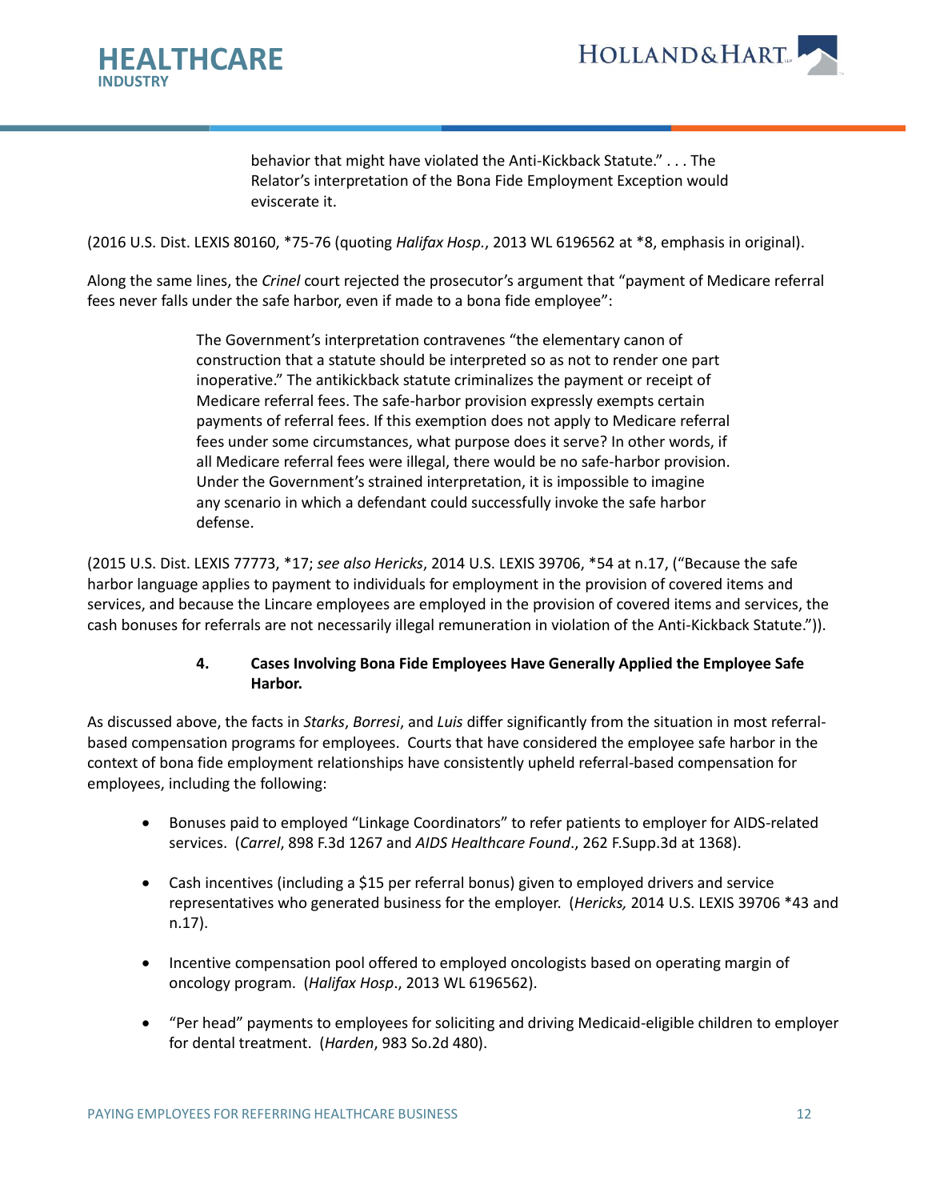> behavior that might have violated the Anti-Kickback Statute." . . . The Relator's interpretation of the Bona Fide Employment Exception would eviscerate it.

(2016 U.S. Dist. LEXIS 80160, *75-76 (quoting *Halifax Hosp.*, 2013 WL 6196562 at *8, emphasis in original).

Along the same lines, the *Crinel* court rejected the prosecutor's argument that "payment of Medicare referral fees never falls under the safe harbor, even if made to a bona fide employee":

> The Government's interpretation contravenes "the elementary canon of construction that a statute should be interpreted so as not to render one part inoperative." The antikickback statute criminalizes the payment or receipt of Medicare referral fees. The safe-harbor provision expressly exempts certain payments of referral fees. If this exemption does not apply to Medicare referral fees under some circumstances, what purpose does it serve? In other words, if all Medicare referral fees were illegal, there would be no safe-harbor provision. Under the Government's strained interpretation, it is impossible to imagine any scenario in which a defendant could successfully invoke the safe harbor defense.

(2015 U.S. Dist. LEXIS 77773, *17; *see also Hericks*, 2014 U.S. LEXIS 39706, *54 at n.17, ("Because the safe harbor language applies to payment to individuals for employment in the provision of covered items and services, and because the Lincare employees are employed in the provision of covered items and services, the cash bonuses for referrals are not necessarily illegal remuneration in violation of the Anti-Kickback Statute.")).

#### 4. Cases Involving Bona Fide Employees Have Generally Applied the Employee Safe Harbor.

As discussed above, the facts in *Starks*, *Borresi*, and *Luis* differ significantly from the situation in most referral-based compensation programs for employees. Courts that have considered the employee safe harbor in the context of bona fide employment relationships have consistently upheld referral-based compensation for employees, including the following:

- Bonuses paid to employed "Linkage Coordinators" to refer patients to employer for AIDS-related services. (*Carrel*, 898 F.3d 1267 and *AIDS Healthcare Found*., 262 F.Supp.3d at 1368).
- Cash incentives (including a $15 per referral bonus) given to employed drivers and service representatives who generated business for the employer. (*Hericks,* 2014 U.S. LEXIS 39706 *43 and n.17).
- Incentive compensation pool offered to employed oncologists based on operating margin of oncology program. (*Halifax Hosp*., 2013 WL 6196562).
- "Per head" payments to employees for soliciting and driving Medicaid-eligible children to employer for dental treatment. (*Harden*, 983 So.2d 480).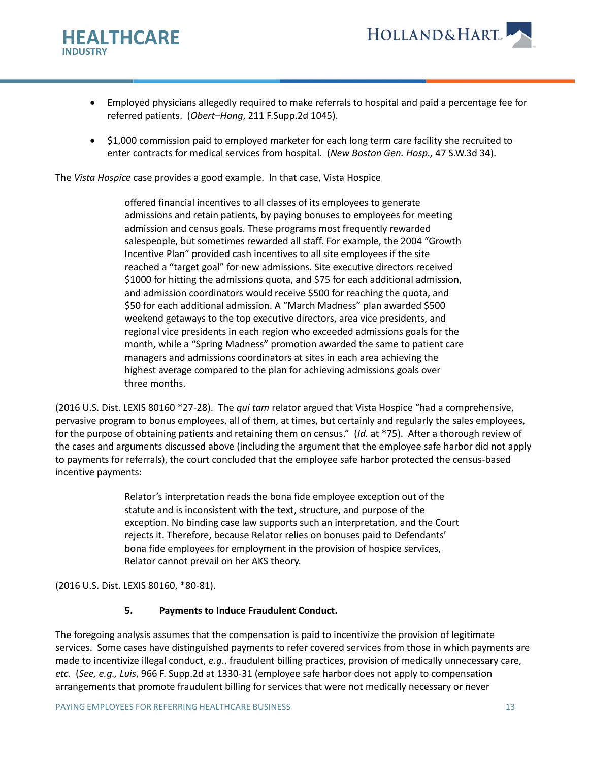- Employed physicians allegedly required to make referrals to hospital and paid a percentage fee for referred patients. (*Obert–Hong*, 211 F.Supp.2d 1045).

- $1,000 commission paid to employed marketer for each long term care facility she recruited to enter contracts for medical services from hospital. (*New Boston Gen. Hosp.,* 47 S.W.3d 34).

The *Vista Hospice* case provides a good example. In that case, Vista Hospice

> offered financial incentives to all classes of its employees to generate admissions and retain patients, by paying bonuses to employees for meeting admission and census goals. These programs most frequently rewarded salespeople, but sometimes rewarded all staff. For example, the 2004 "Growth Incentive Plan" provided cash incentives to all site employees if the site reached a "target goal" for new admissions. Site executive directors received $1000 for hitting the admissions quota, and $75 for each additional admission, and admission coordinators would receive $500 for reaching the quota, and $50 for each additional admission. A "March Madness" plan awarded $500 weekend getaways to the top executive directors, area vice presidents, and regional vice presidents in each region who exceeded admissions goals for the month, while a "Spring Madness" promotion awarded the same to patient care managers and admissions coordinators at sites in each area achieving the highest average compared to the plan for achieving admissions goals over three months.

(2016 U.S. Dist. LEXIS 80160 *27-28). The *qui tam* relator argued that Vista Hospice "had a comprehensive, pervasive program to bonus employees, all of them, at times, but certainly and regularly the sales employees, for the purpose of obtaining patients and retaining them on census." (*Id.* at *75). After a thorough review of the cases and arguments discussed above (including the argument that the employee safe harbor did not apply to payments for referrals), the court concluded that the employee safe harbor protected the census-based incentive payments:

> Relator's interpretation reads the bona fide employee exception out of the statute and is inconsistent with the text, structure, and purpose of the exception. No binding case law supports such an interpretation, and the Court rejects it. Therefore, because Relator relies on bonuses paid to Defendants' bona fide employees for employment in the provision of hospice services, Relator cannot prevail on her AKS theory.

(2016 U.S. Dist. LEXIS 80160, *80-81).

#### 5. Payments to Induce Fraudulent Conduct.

The foregoing analysis assumes that the compensation is paid to incentivize the provision of legitimate services. Some cases have distinguished payments to refer covered services from those in which payments are made to incentivize illegal conduct, *e.g*., fraudulent billing practices, provision of medically unnecessary care, *etc*. (*See, e.g., Luis*, 966 F. Supp.2d at 1330-31 (employee safe harbor does not apply to compensation arrangements that promote fraudulent billing for services that were not medically necessary or never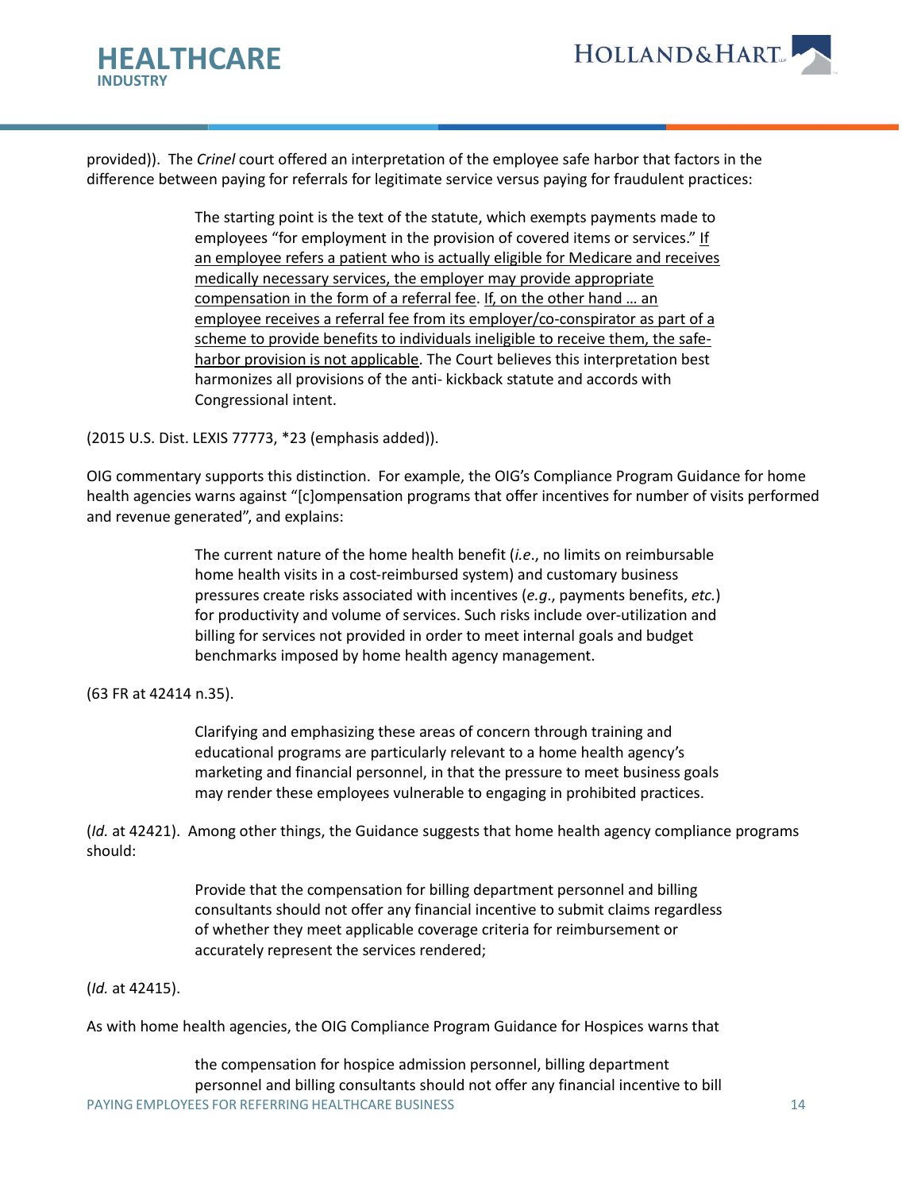provided)). The *Crinel* court offered an interpretation of the employee safe harbor that factors in the difference between paying for referrals for legitimate service versus paying for fraudulent practices:

> The starting point is the text of the statute, which exempts payments made to employees "for employment in the provision of covered items or services." <u>If an employee refers a patient who is actually eligible for Medicare and receives medically necessary services, the employer may provide appropriate compensation in the form of a referral fee</u>. <u>If, on the other hand … an employee receives a referral fee from its employer/co-conspirator as part of a scheme to provide benefits to individuals ineligible to receive them, the safe-harbor provision is not applicable</u>. The Court believes this interpretation best harmonizes all provisions of the anti- kickback statute and accords with Congressional intent.

(2015 U.S. Dist. LEXIS 77773, *23 (emphasis added)).

OIG commentary supports this distinction. For example, the OIG's Compliance Program Guidance for home health agencies warns against "[c]ompensation programs that offer incentives for number of visits performed and revenue generated", and explains:

> The current nature of the home health benefit (*i.e*., no limits on reimbursable home health visits in a cost-reimbursed system) and customary business pressures create risks associated with incentives (*e.g*., payments benefits, *etc.*) for productivity and volume of services. Such risks include over-utilization and billing for services not provided in order to meet internal goals and budget benchmarks imposed by home health agency management.

(63 FR at 42414 n.35).

> Clarifying and emphasizing these areas of concern through training and educational programs are particularly relevant to a home health agency's marketing and financial personnel, in that the pressure to meet business goals may render these employees vulnerable to engaging in prohibited practices.

(*Id.* at 42421). Among other things, the Guidance suggests that home health agency compliance programs should:

> Provide that the compensation for billing department personnel and billing consultants should not offer any financial incentive to submit claims regardless of whether they meet applicable coverage criteria for reimbursement or accurately represent the services rendered;

(*Id.* at 42415).

As with home health agencies, the OIG Compliance Program Guidance for Hospices warns that

> the compensation for hospice admission personnel, billing department personnel and billing consultants should not offer any financial incentive to bill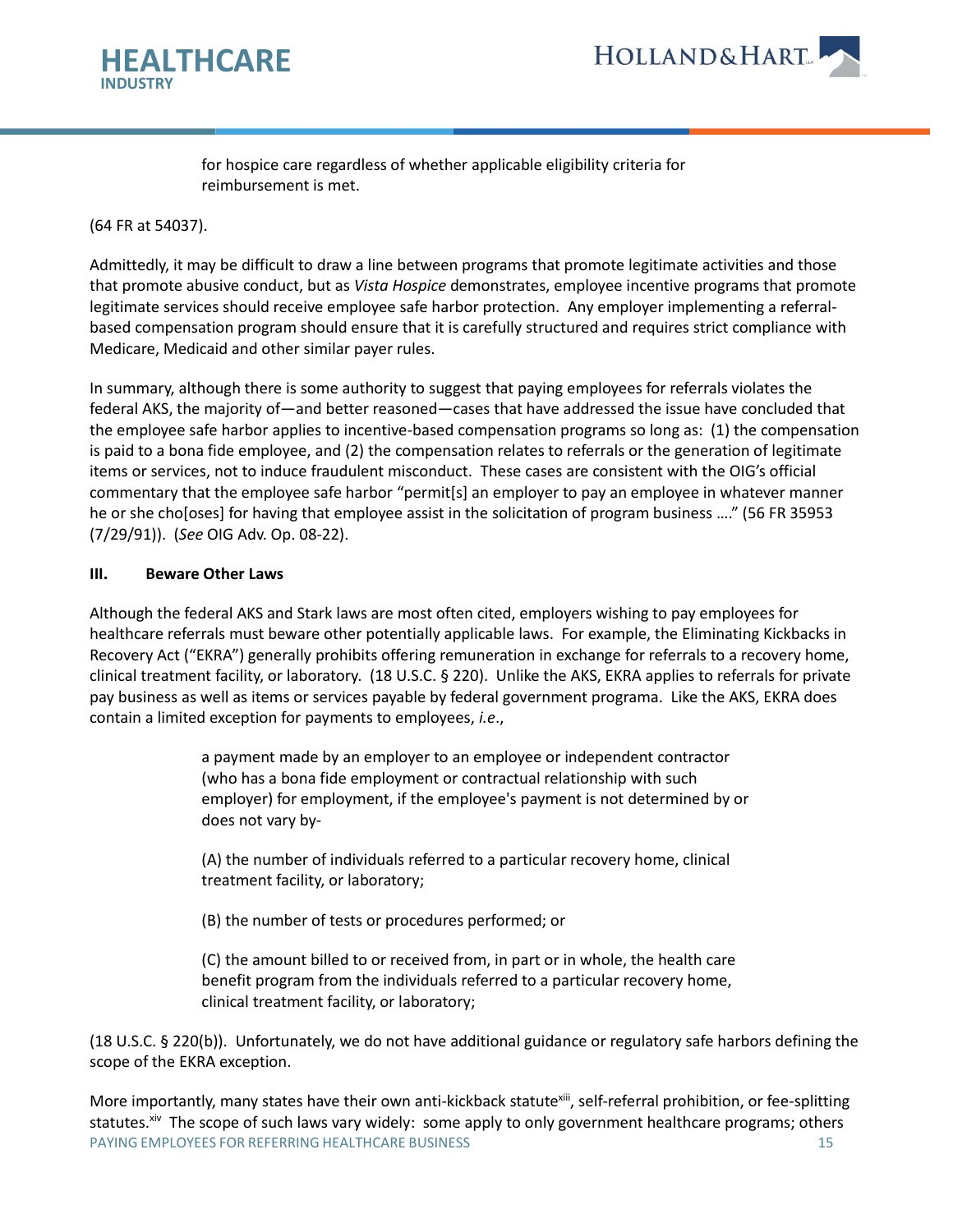for hospice care regardless of whether applicable eligibility criteria for reimbursement is met.

(64 FR at 54037).

Admittedly, it may be difficult to draw a line between programs that promote legitimate activities and those that promote abusive conduct, but as *Vista Hospice* demonstrates, employee incentive programs that promote legitimate services should receive employee safe harbor protection. Any employer implementing a referral-based compensation program should ensure that it is carefully structured and requires strict compliance with Medicare, Medicaid and other similar payer rules.

In summary, although there is some authority to suggest that paying employees for referrals violates the federal AKS, the majority of—and better reasoned—cases that have addressed the issue have concluded that the employee safe harbor applies to incentive-based compensation programs so long as: (1) the compensation is paid to a bona fide employee, and (2) the compensation relates to referrals or the generation of legitimate items or services, not to induce fraudulent misconduct. These cases are consistent with the OIG's official commentary that the employee safe harbor "permit[s] an employer to pay an employee in whatever manner he or she cho[oses] for having that employee assist in the solicitation of program business …." (56 FR 35953 (7/29/91)). (*See* OIG Adv. Op. 08-22).

### III. Beware Other Laws

Although the federal AKS and Stark laws are most often cited, employers wishing to pay employees for healthcare referrals must beware other potentially applicable laws. For example, the Eliminating Kickbacks in Recovery Act ("EKRA") generally prohibits offering remuneration in exchange for referrals to a recovery home, clinical treatment facility, or laboratory. (18 U.S.C. § 220). Unlike the AKS, EKRA applies to referrals for private pay business as well as items or services payable by federal government programa. Like the AKS, EKRA does contain a limited exception for payments to employees, *i.e.*,

> a payment made by an employer to an employee or independent contractor (who has a bona fide employment or contractual relationship with such employer) for employment, if the employee's payment is not determined by or does not vary by-
>
> (A) the number of individuals referred to a particular recovery home, clinical treatment facility, or laboratory;
>
> (B) the number of tests or procedures performed; or
>
> (C) the amount billed to or received from, in part or in whole, the health care benefit program from the individuals referred to a particular recovery home, clinical treatment facility, or laboratory;

(18 U.S.C. § 220(b)). Unfortunately, we do not have additional guidance or regulatory safe harbors defining the scope of the EKRA exception.

More importantly, many states have their own anti-kickback statute[xiii], self-referral prohibition, or fee-splitting statutes.[xiv] The scope of such laws vary widely: some apply to only government healthcare programs; others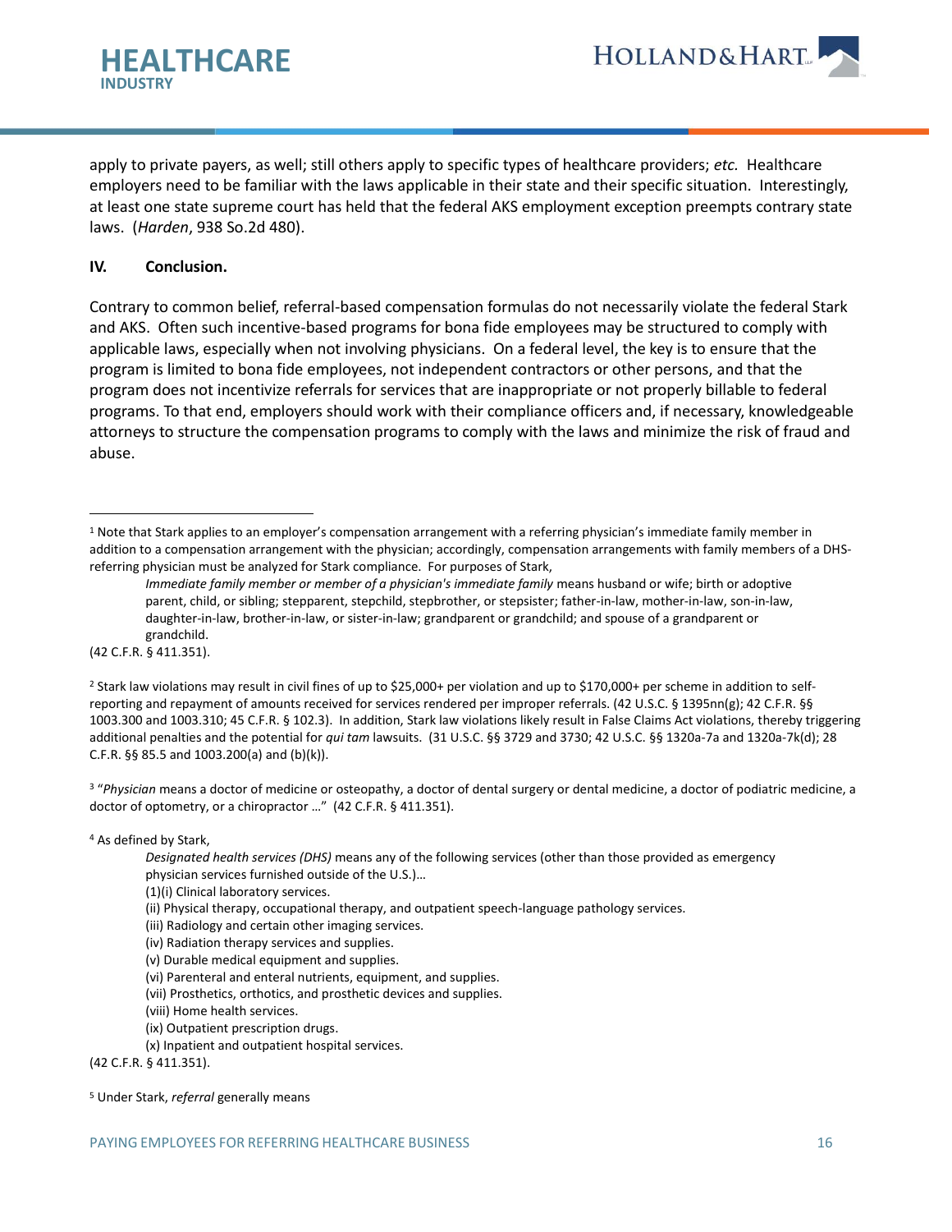apply to private payers, as well; still others apply to specific types of healthcare providers; *etc.* Healthcare employers need to be familiar with the laws applicable in their state and their specific situation. Interestingly, at least one state supreme court has held that the federal AKS employment exception preempts contrary state laws. (*Harden*, 938 So.2d 480).

## IV. Conclusion.

Contrary to common belief, referral-based compensation formulas do not necessarily violate the federal Stark and AKS. Often such incentive-based programs for bona fide employees may be structured to comply with applicable laws, especially when not involving physicians. On a federal level, the key is to ensure that the program is limited to bona fide employees, not independent contractors or other persons, and that the program does not incentivize referrals for services that are inappropriate or not properly billable to federal programs. To that end, employers should work with their compliance officers and, if necessary, knowledgeable attorneys to structure the compensation programs to comply with the laws and minimize the risk of fraud and abuse.

---

[1] Note that Stark applies to an employer's compensation arrangement with a referring physician's immediate family member in addition to a compensation arrangement with the physician; accordingly, compensation arrangements with family members of a DHS-referring physician must be analyzed for Stark compliance. For purposes of Stark,

> *Immediate family member or member of a physician's immediate family* means husband or wife; birth or adoptive parent, child, or sibling; stepparent, stepchild, stepbrother, or stepsister; father-in-law, mother-in-law, son-in-law, daughter-in-law, brother-in-law, or sister-in-law; grandparent or grandchild; and spouse of a grandparent or grandchild.

(42 C.F.R. § 411.351).

[2] Stark law violations may result in civil fines of up to $25,000+ per violation and up to $170,000+ per scheme in addition to self-reporting and repayment of amounts received for services rendered per improper referrals. (42 U.S.C. § 1395nn(g); 42 C.F.R. §§ 1003.300 and 1003.310; 45 C.F.R. § 102.3). In addition, Stark law violations likely result in False Claims Act violations, thereby triggering additional penalties and the potential for *qui tam* lawsuits. (31 U.S.C. §§ 3729 and 3730; 42 U.S.C. §§ 1320a-7a and 1320a-7k(d); 28 C.F.R. §§ 85.5 and 1003.200(a) and (b)(k)).

[3] "*Physician* means a doctor of medicine or osteopathy, a doctor of dental surgery or dental medicine, a doctor of podiatric medicine, a doctor of optometry, or a chiropractor …" (42 C.F.R. § 411.351).

[4] As defined by Stark,

> *Designated health services (DHS)* means any of the following services (other than those provided as emergency physician services furnished outside of the U.S.)…
>
> (1)(i) Clinical laboratory services.
>
> (ii) Physical therapy, occupational therapy, and outpatient speech-language pathology services.
>
> (iii) Radiology and certain other imaging services.
>
> (iv) Radiation therapy services and supplies.
>
> (v) Durable medical equipment and supplies.
>
> (vi) Parenteral and enteral nutrients, equipment, and supplies.
>
> (vii) Prosthetics, orthotics, and prosthetic devices and supplies.
>
> (viii) Home health services.
>
> (ix) Outpatient prescription drugs.
>
> (x) Inpatient and outpatient hospital services.

(42 C.F.R. § 411.351).

[5] Under Stark, *referral* generally means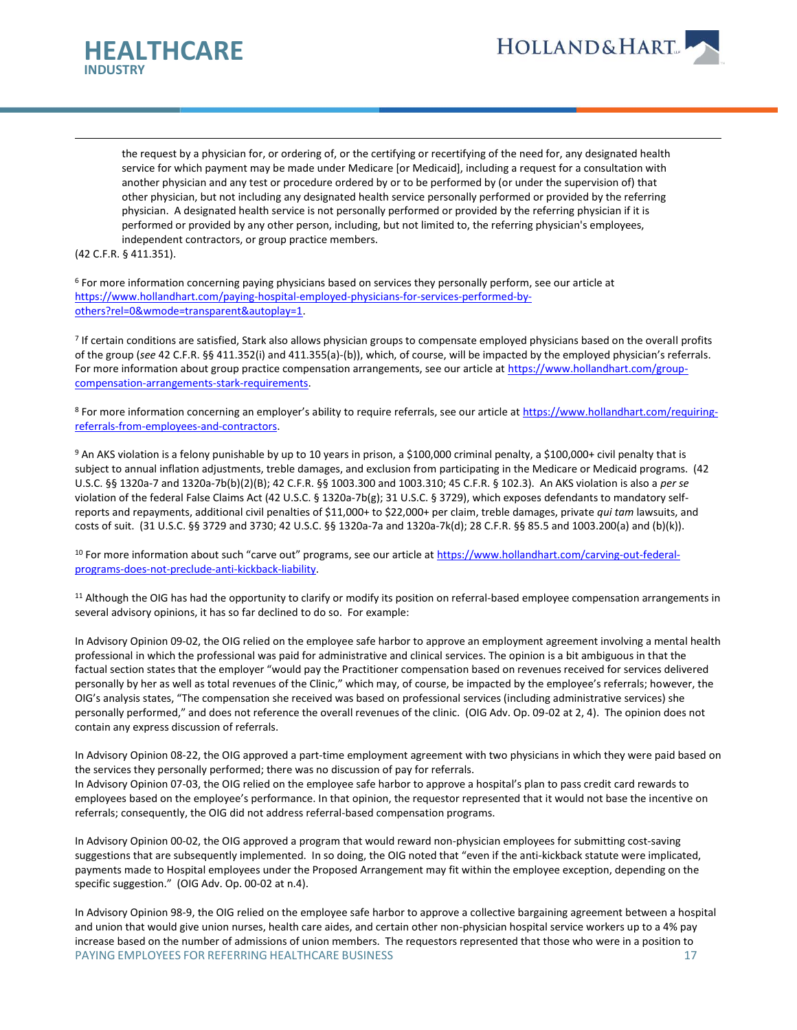> the request by a physician for, or ordering of, or the certifying or recertifying of the need for, any designated health service for which payment may be made under Medicare [or Medicaid], including a request for a consultation with another physician and any test or procedure ordered by or to be performed by (or under the supervision of) that other physician, but not including any designated health service personally performed or provided by the referring physician. A designated health service is not personally performed or provided by the referring physician if it is performed or provided by any other person, including, but not limited to, the referring physician's employees, independent contractors, or group practice members.

(42 C.F.R. § 411.351).

[6] For more information concerning paying physicians based on services they personally perform, see our article at https://www.hollandhart.com/paying-hospital-employed-physicians-for-services-performed-by-others?rel=0&wmode=transparent&autoplay=1.

[7] If certain conditions are satisfied, Stark also allows physician groups to compensate employed physicians based on the overall profits of the group (*see* 42 C.F.R. §§ 411.352(i) and 411.355(a)-(b)), which, of course, will be impacted by the employed physician's referrals. For more information about group practice compensation arrangements, see our article at https://www.hollandhart.com/group-compensation-arrangements-stark-requirements.

[8] For more information concerning an employer's ability to require referrals, see our article at https://www.hollandhart.com/requiring-referrals-from-employees-and-contractors.

[9] An AKS violation is a felony punishable by up to 10 years in prison, a $100,000 criminal penalty, a $100,000+ civil penalty that is subject to annual inflation adjustments, treble damages, and exclusion from participating in the Medicare or Medicaid programs. (42 U.S.C. §§ 1320a-7 and 1320a-7b(b)(2)(B); 42 C.F.R. §§ 1003.300 and 1003.310; 45 C.F.R. § 102.3). An AKS violation is also a *per se* violation of the federal False Claims Act (42 U.S.C. § 1320a-7b(g); 31 U.S.C. § 3729), which exposes defendants to mandatory self-reports and repayments, additional civil penalties of $11,000+ to $22,000+ per claim, treble damages, private *qui tam* lawsuits, and costs of suit. (31 U.S.C. §§ 3729 and 3730; 42 U.S.C. §§ 1320a-7a and 1320a-7k(d); 28 C.F.R. §§ 85.5 and 1003.200(a) and (b)(k)).

[10] For more information about such "carve out" programs, see our article at https://www.hollandhart.com/carving-out-federal-programs-does-not-preclude-anti-kickback-liability.

[11] Although the OIG has had the opportunity to clarify or modify its position on referral-based employee compensation arrangements in several advisory opinions, it has so far declined to do so. For example:

In Advisory Opinion 09-02, the OIG relied on the employee safe harbor to approve an employment agreement involving a mental health professional in which the professional was paid for administrative and clinical services. The opinion is a bit ambiguous in that the factual section states that the employer "would pay the Practitioner compensation based on revenues received for services delivered personally by her as well as total revenues of the Clinic," which may, of course, be impacted by the employee's referrals; however, the OIG's analysis states, "The compensation she received was based on professional services (including administrative services) she personally performed," and does not reference the overall revenues of the clinic. (OIG Adv. Op. 09-02 at 2, 4). The opinion does not contain any express discussion of referrals.

In Advisory Opinion 08-22, the OIG approved a part-time employment agreement with two physicians in which they were paid based on the services they personally performed; there was no discussion of pay for referrals.

In Advisory Opinion 07-03, the OIG relied on the employee safe harbor to approve a hospital's plan to pass credit card rewards to employees based on the employee's performance. In that opinion, the requestor represented that it would not base the incentive on referrals; consequently, the OIG did not address referral-based compensation programs.

In Advisory Opinion 00-02, the OIG approved a program that would reward non-physician employees for submitting cost-saving suggestions that are subsequently implemented. In so doing, the OIG noted that "even if the anti-kickback statute were implicated, payments made to Hospital employees under the Proposed Arrangement may fit within the employee exception, depending on the specific suggestion." (OIG Adv. Op. 00-02 at n.4).

In Advisory Opinion 98-9, the OIG relied on the employee safe harbor to approve a collective bargaining agreement between a hospital and union that would give union nurses, health care aides, and certain other non-physician hospital service workers up to a 4% pay increase based on the number of admissions of union members. The requestors represented that those who were in a position to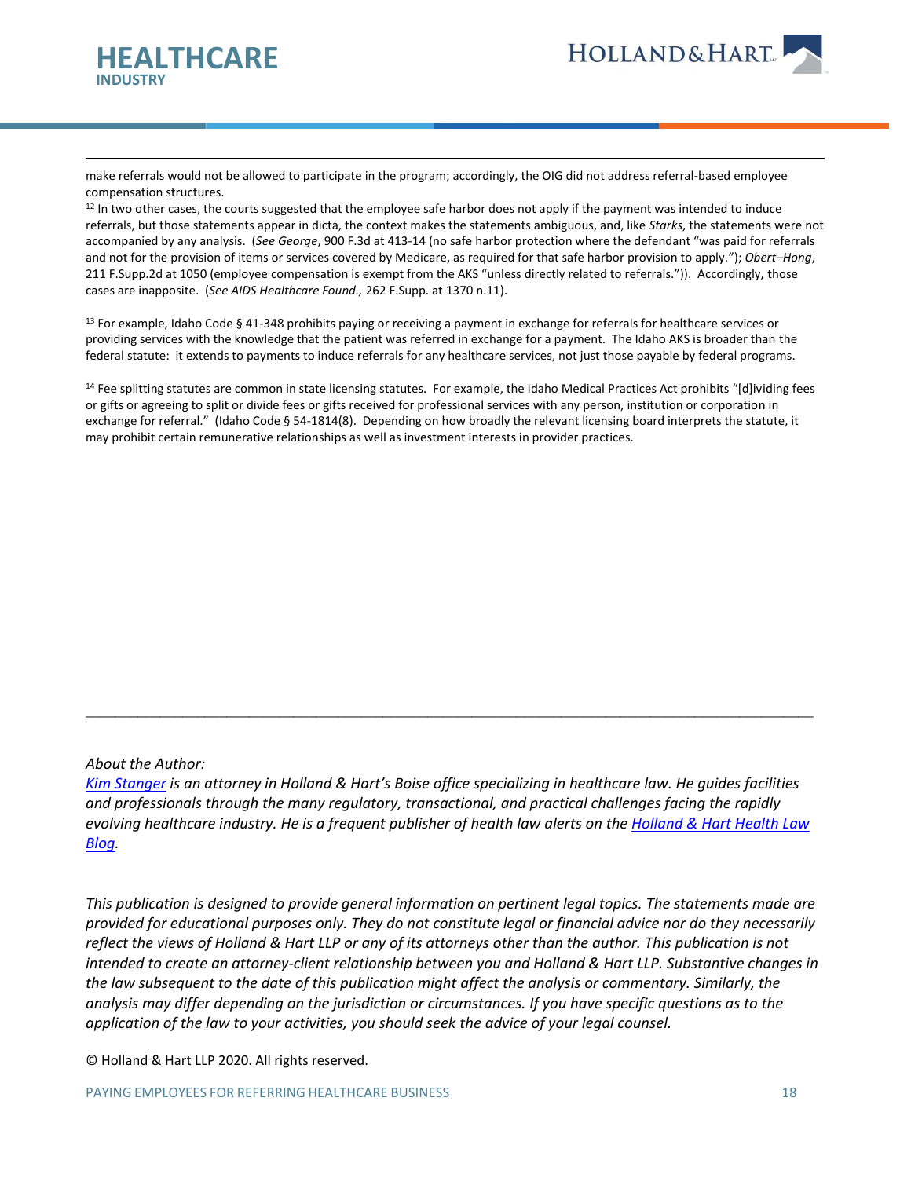make referrals would not be allowed to participate in the program; accordingly, the OIG did not address referral-based employee compensation structures.

[12] In two other cases, the courts suggested that the employee safe harbor does not apply if the payment was intended to induce referrals, but those statements appear in dicta, the context makes the statements ambiguous, and, like *Starks*, the statements were not accompanied by any analysis. (*See George*, 900 F.3d at 413-14 (no safe harbor protection where the defendant "was paid for referrals and not for the provision of items or services covered by Medicare, as required for that safe harbor provision to apply."); *Obert–Hong*, 211 F.Supp.2d at 1050 (employee compensation is exempt from the AKS "unless directly related to referrals.")). Accordingly, those cases are inapposite. (*See AIDS Healthcare Found.,* 262 F.Supp. at 1370 n.11).

[13] For example, Idaho Code § 41-348 prohibits paying or receiving a payment in exchange for referrals for healthcare services or providing services with the knowledge that the patient was referred in exchange for a payment. The Idaho AKS is broader than the federal statute: it extends to payments to induce referrals for any healthcare services, not just those payable by federal programs.

[14] Fee splitting statutes are common in state licensing statutes. For example, the Idaho Medical Practices Act prohibits "[d]ividing fees or gifts or agreeing to split or divide fees or gifts received for professional services with any person, institution or corporation in exchange for referral." (Idaho Code § 54-1814(8). Depending on how broadly the relevant licensing board interprets the statute, it may prohibit certain remunerative relationships as well as investment interests in provider practices.

---

*About the Author:*

*Kim Stanger is an attorney in Holland & Hart's Boise office specializing in healthcare law. He guides facilities and professionals through the many regulatory, transactional, and practical challenges facing the rapidly evolving healthcare industry. He is a frequent publisher of health law alerts on the Holland & Hart Health Law Blog.*

*This publication is designed to provide general information on pertinent legal topics. The statements made are provided for educational purposes only. They do not constitute legal or financial advice nor do they necessarily reflect the views of Holland & Hart LLP or any of its attorneys other than the author. This publication is not intended to create an attorney-client relationship between you and Holland & Hart LLP. Substantive changes in the law subsequent to the date of this publication might affect the analysis or commentary. Similarly, the analysis may differ depending on the jurisdiction or circumstances. If you have specific questions as to the application of the law to your activities, you should seek the advice of your legal counsel.*

© Holland & Hart LLP 2020. All rights reserved.